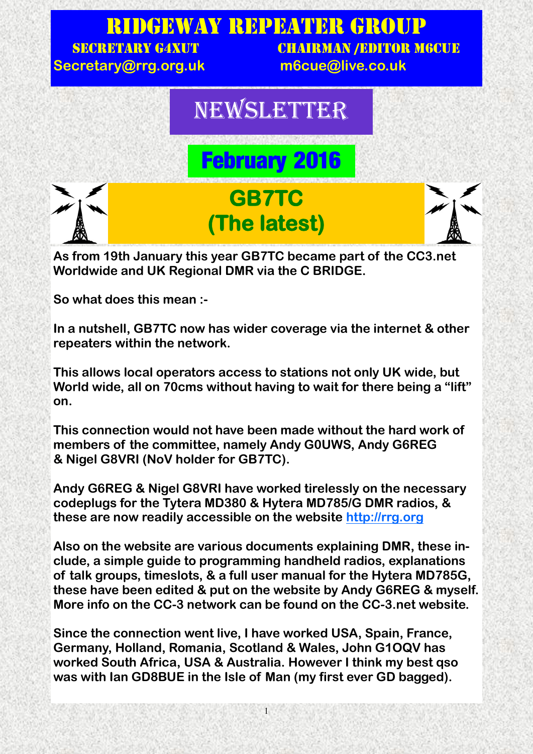# RIDGEWAY REPEATER GROUP

**SECRETARY G4XUT** — Secretary@rrg.org.uk

**CHAIRMAN /EDITOR M6CUE** — m6cue@live.co.uk

# NEWSLETTER

## February 2016

## GB7TC (The latest)

**As from 19th January this year GB7TC became part of the CC3.net Worldwide and UK Regional DMR via the C BRIDGE.**

**So what does this mean :-**

**In a nutshell, GB7TC now has wider coverage via the internet & other repeaters within the network.**

**This allows local operators access to stations not only UK wide, but World wide, all on 70cms without having to wait for there being a "lift" on.**

**This connection would not have been made without the hard work of members of the committee, namely Andy G0UWS, Andy G6REG & Nigel G8VRI (NoV holder for GB7TC).**

**Andy G6REG & Nigel G8VRI have worked tirelessly on the necessary codeplugs for the Tytera MD380 & Hytera MD785/G DMR radios, & these are now readily accessible on the website [http://rrg.org](http://rrg.org)**

**Also on the website are various documents explaining DMR, these include, a simple guide to programming handheld radios, explanations of talk groups, timeslots, & a full user manual for the Hytera MD785G, these have been edited & put on the website by Andy G6REG & myself. More info on the CC-3 network can be found on the CC-3.net website.**

**Since the connection went live, I have worked USA, Spain, France, Germany, Holland, Romania, Scotland & Wales, John G1OQV has worked South Africa, USA & Australia. However I think my best qso was with Ian GD8BUE in the Isle of Man (my first ever GD bagged).**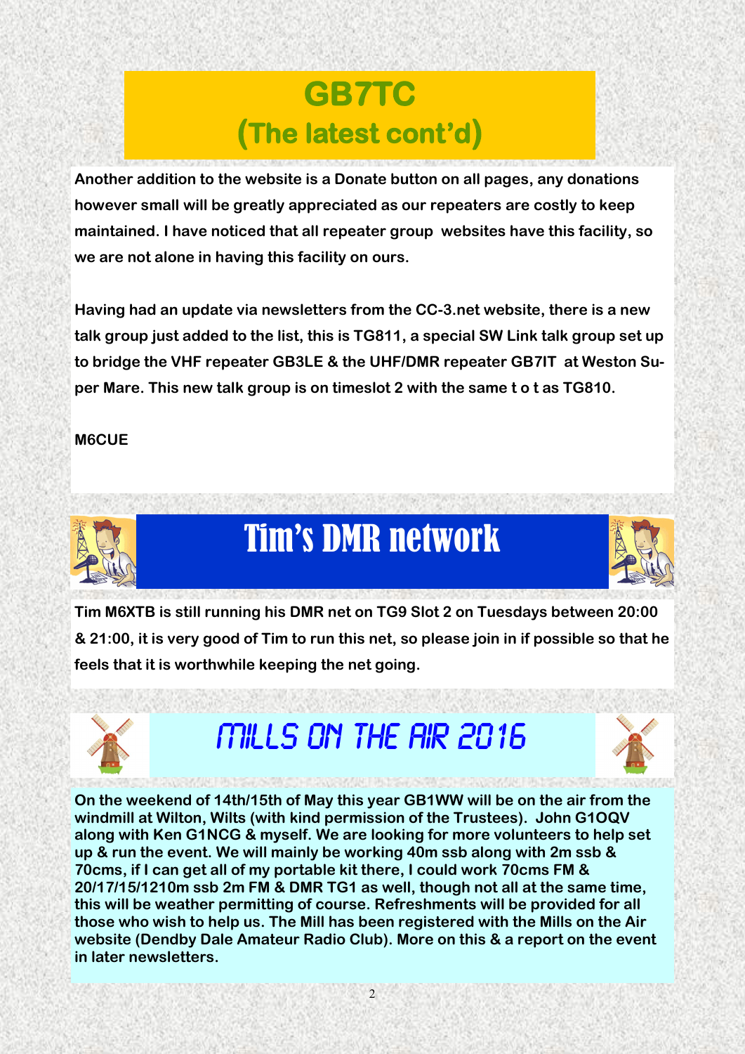# GB7TC
## (The latest cont'd)

**Another addition to the website is a Donate button on all pages, any donations however small will be greatly appreciated as our repeaters are costly to keep maintained. I have noticed that all repeater group websites have this facility, so we are not alone in having this facility on ours.**

**Having had an update via newsletters from the CC-3.net website, there is a new talk group just added to the list, this is TG811, a special SW Link talk group set up to bridge the VHF repeater GB3LE & the UHF/DMR repeater GB7IT at Weston Super Mare. This new talk group is on timeslot 2 with the same t o t as TG810.**

**M6CUE**

# Tim's DMR network

**Tim M6XTB is still running his DMR net on TG9 Slot 2 on Tuesdays between 20:00 & 21:00, it is very good of Tim to run this net, so please join in if possible so that he feels that it is worthwhile keeping the net going.**

# MILLS ON THE AIR 2016

**On the weekend of 14th/15th of May this year GB1WW will be on the air from the windmill at Wilton, Wilts (with kind permission of the Trustees). John G1OQV along with Ken G1NCG & myself. We are looking for more volunteers to help set up & run the event. We will mainly be working 40m ssb along with 2m ssb & 70cms, if I can get all of my portable kit there, I could work 70cms FM & 20/17/15/1210m ssb 2m FM & DMR TG1 as well, though not all at the same time, this will be weather permitting of course. Refreshments will be provided for all those who wish to help us. The Mill has been registered with the Mills on the Air website (Dendby Dale Amateur Radio Club). More on this & a report on the event in later newsletters.**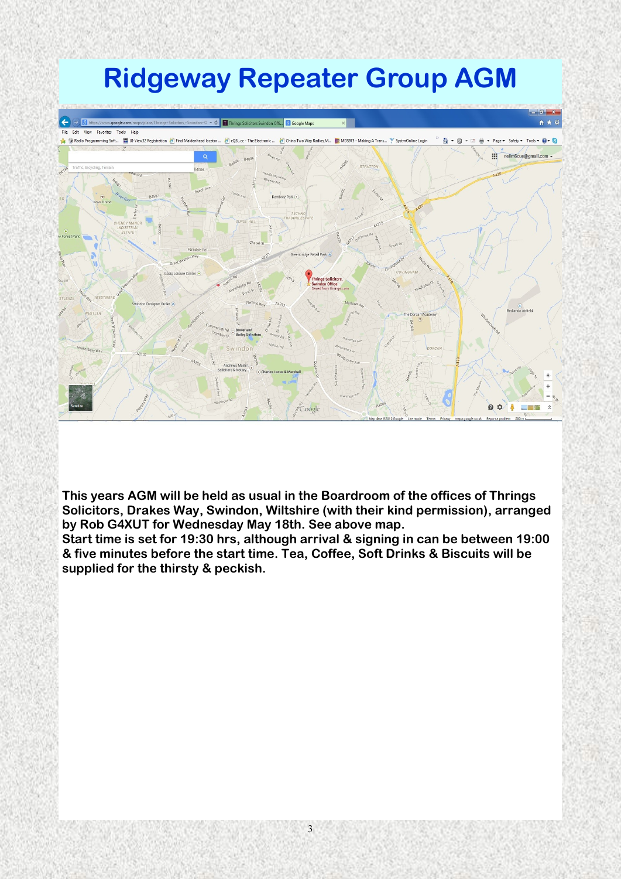# Ridgeway Repeater Group AGM

**This years AGM will be held as usual in the Boardroom of the offices of Thrings Solicitors, Drakes Way, Swindon, Wiltshire (with their kind permission), arranged by Rob G4XUT for Wednesday May 18th. See above map.**
**Start time is set for 19:30 hrs, although arrival & signing in can be between 19:00 & five minutes before the start time. Tea, Coffee, Soft Drinks & Biscuits will be supplied for the thirsty & peckish.**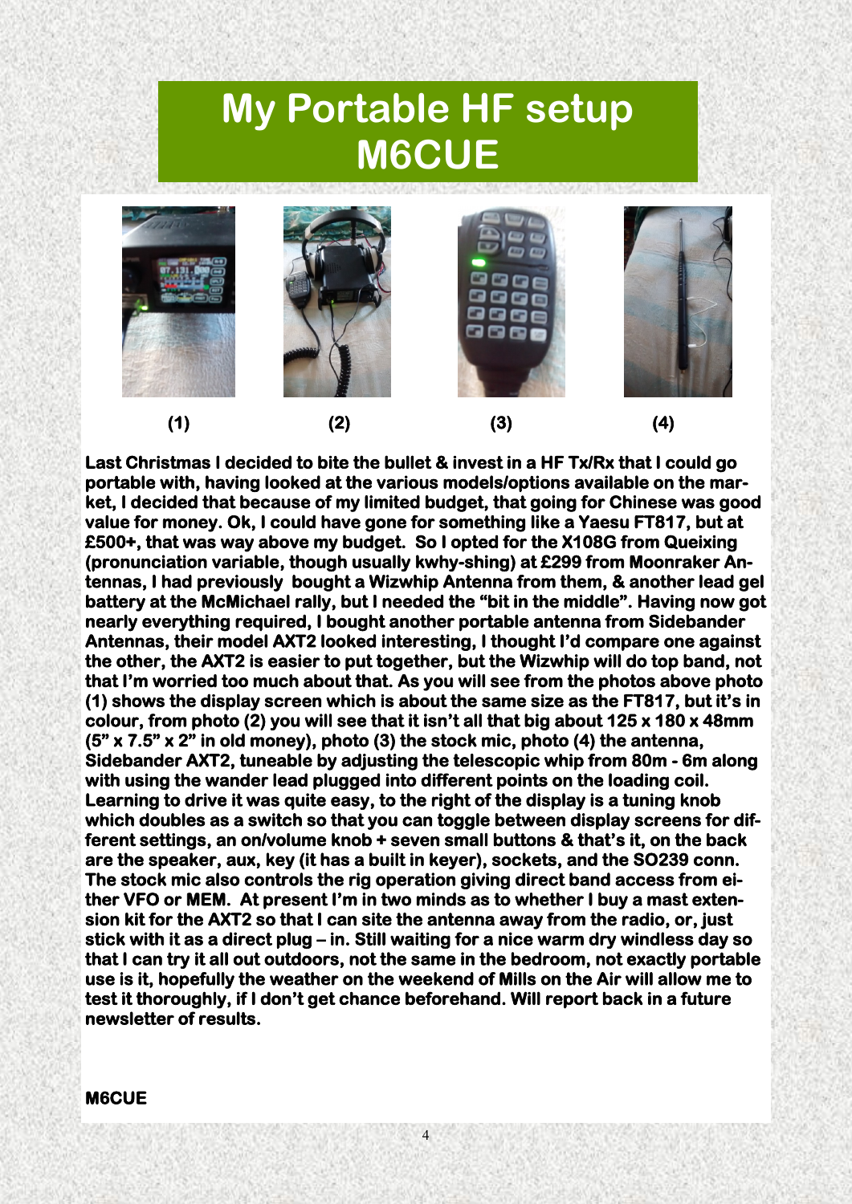# My Portable HF setup M6CUE

(1) (2) (3) (4)

**Last Christmas I decided to bite the bullet & invest in a HF Tx/Rx that I could go portable with, having looked at the various models/options available on the market, I decided that because of my limited budget, that going for Chinese was good value for money. Ok, I could have gone for something like a Yaesu FT817, but at £500+, that was way above my budget. So I opted for the X108G from Queixing (pronunciation variable, though usually kwhy-shing) at £299 from Moonraker Antennas, I had previously bought a Wizwhip Antenna from them, & another lead gel battery at the McMichael rally, but I needed the "bit in the middle". Having now got nearly everything required, I bought another portable antenna from Sidebander Antennas, their model AXT2 looked interesting, I thought I'd compare one against the other, the AXT2 is easier to put together, but the Wizwhip will do top band, not that I'm worried too much about that. As you will see from the photos above photo (1) shows the display screen which is about the same size as the FT817, but it's in colour, from photo (2) you will see that it isn't all that big about 125 x 180 x 48mm (5" x 7.5" x 2" in old money), photo (3) the stock mic, photo (4) the antenna, Sidebander AXT2, tuneable by adjusting the telescopic whip from 80m - 6m along with using the wander lead plugged into different points on the loading coil. Learning to drive it was quite easy, to the right of the display is a tuning knob which doubles as a switch so that you can toggle between display screens for different settings, an on/volume knob + seven small buttons & that's it, on the back are the speaker, aux, key (it has a built in keyer), sockets, and the SO239 conn. The stock mic also controls the rig operation giving direct band access from either VFO or MEM. At present I'm in two minds as to whether I buy a mast extension kit for the AXT2 so that I can site the antenna away from the radio, or, just stick with it as a direct plug – in. Still waiting for a nice warm dry windless day so that I can try it all out outdoors, not the same in the bedroom, not exactly portable use is it, hopefully the weather on the weekend of Mills on the Air will allow me to test it thoroughly, if I don't get chance beforehand. Will report back in a future newsletter of results.**

**M6CUE**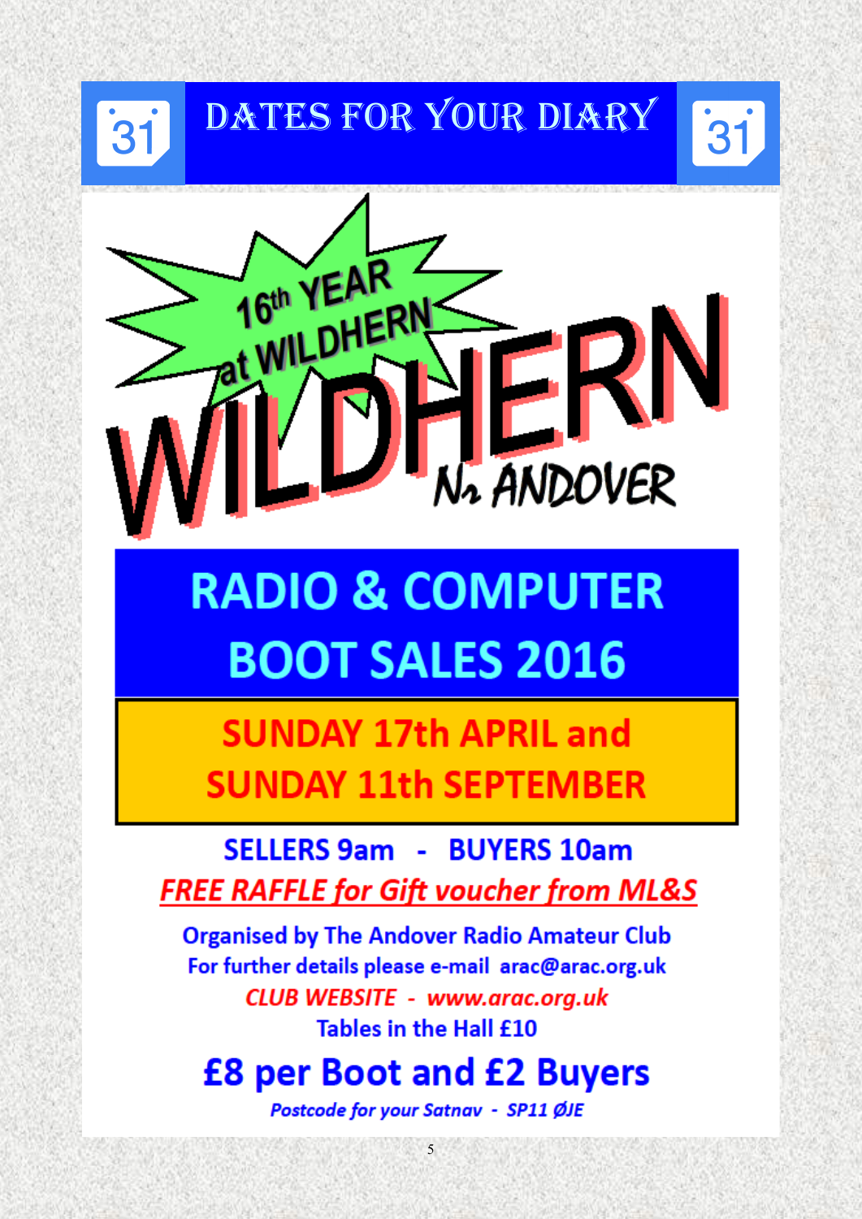# DATES FOR YOUR DIARY

**16th YEAR at WILDHERN**

# WILDHERN

**Nr ANDOVER**

## RADIO & COMPUTER BOOT SALES 2016

## SUNDAY 17th APRIL and SUNDAY 11th SEPTEMBER

**SELLERS 9am - BUYERS 10am**

***FREE RAFFLE for Gift voucher from ML&S***

Organised by The Andover Radio Amateur Club

For further details please e-mail arac@arac.org.uk

*CLUB WEBSITE - www.arac.org.uk*

Tables in the Hall £10

## £8 per Boot and £2 Buyers

***Postcode for your Satnav - SP11 ØJE***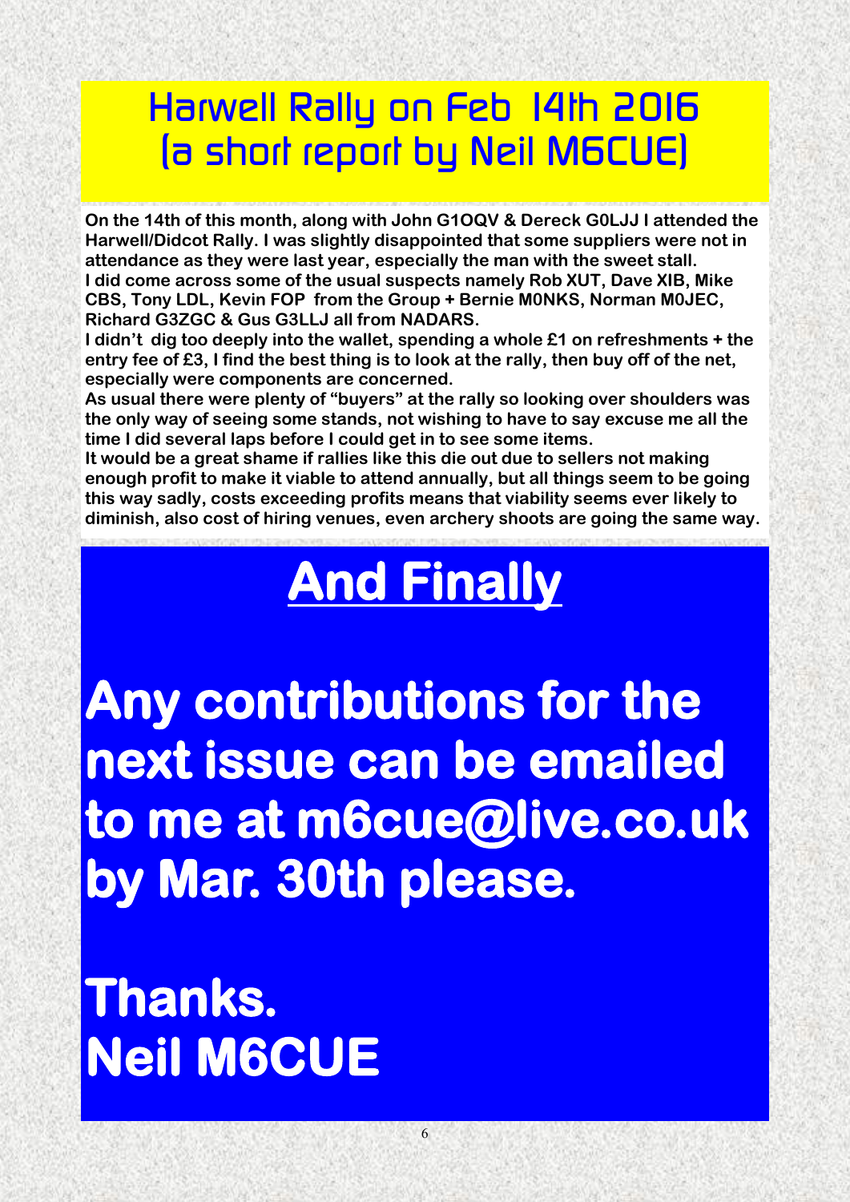# Harwell Rally on Feb 14th 2016
# (a short report by Neil M6CUE)

**On the 14th of this month, along with John G1OQV & Dereck G0LJJ I attended the Harwell/Didcot Rally. I was slightly disappointed that some suppliers were not in attendance as they were last year, especially the man with the sweet stall.**
**I did come across some of the usual suspects namely Rob XUT, Dave XIB, Mike CBS, Tony LDL, Kevin FOP from the Group + Bernie M0NKS, Norman M0JEC, Richard G3ZGC & Gus G3LLJ all from NADARS.**
**I didn't dig too deeply into the wallet, spending a whole £1 on refreshments + the entry fee of £3, I find the best thing is to look at the rally, then buy off of the net, especially were components are concerned.**
**As usual there were plenty of "buyers" at the rally so looking over shoulders was the only way of seeing some stands, not wishing to have to say excuse me all the time I did several laps before I could get in to see some items.**
**It would be a great shame if rallies like this die out due to sellers not making enough profit to make it viable to attend annually, but all things seem to be going this way sadly, costs exceeding profits means that viability seems ever likely to diminish, also cost of hiring venues, even archery shoots are going the same way.**

# And Finally

**Any contributions for the next issue can be emailed to me at m6cue@live.co.uk by Mar. 30th please.**

**Thanks.**
**Neil M6CUE**